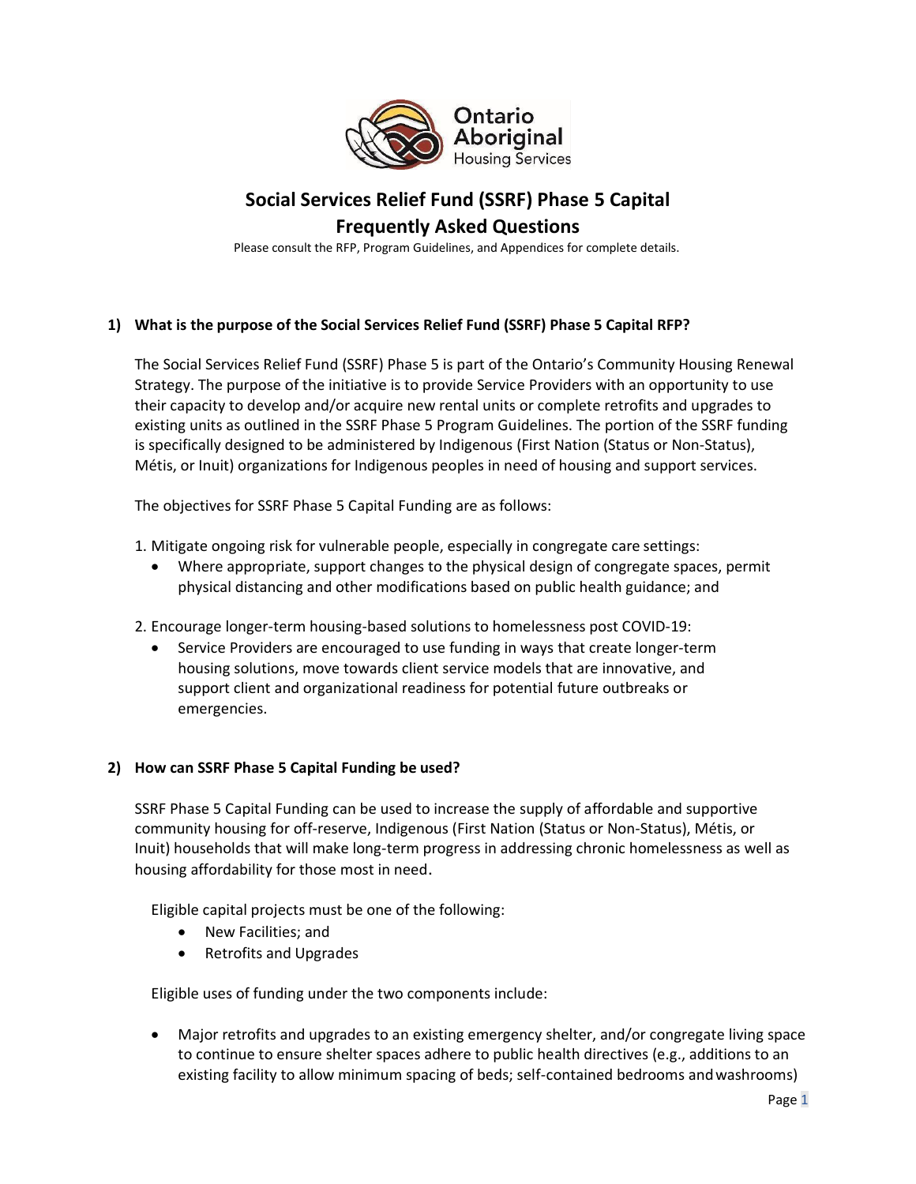Ontario Aboriginal Housing Services

# Social Services Relief Fund (SSRF) Phase 5 Capital Frequently Asked Questions

Please consult the RFP, Program Guidelines, and Appendices for complete details.

### 1) What is the purpose of the Social Services Relief Fund (SSRF) Phase 5 Capital RFP?

The Social Services Relief Fund (SSRF) Phase 5 is part of the Ontario's Community Housing Renewal Strategy. The purpose of the initiative is to provide Service Providers with an opportunity to use their capacity to develop and/or acquire new rental units or complete retrofits and upgrades to existing units as outlined in the SSRF Phase 5 Program Guidelines. The portion of the SSRF funding is specifically designed to be administered by Indigenous (First Nation (Status or Non-Status), Métis, or Inuit) organizations for Indigenous peoples in need of housing and support services.

The objectives for SSRF Phase 5 Capital Funding are as follows:

1. Mitigate ongoing risk for vulnerable people, especially in congregate care settings:
   - Where appropriate, support changes to the physical design of congregate spaces, permit physical distancing and other modifications based on public health guidance; and
2. Encourage longer-term housing-based solutions to homelessness post COVID-19:
   - Service Providers are encouraged to use funding in ways that create longer-term housing solutions, move towards client service models that are innovative, and support client and organizational readiness for potential future outbreaks or emergencies.

### 2) How can SSRF Phase 5 Capital Funding be used?

SSRF Phase 5 Capital Funding can be used to increase the supply of affordable and supportive community housing for off-reserve, Indigenous (First Nation (Status or Non-Status), Métis, or Inuit) households that will make long-term progress in addressing chronic homelessness as well as housing affordability for those most in need.

Eligible capital projects must be one of the following:

- New Facilities; and
- Retrofits and Upgrades

Eligible uses of funding under the two components include:

- Major retrofits and upgrades to an existing emergency shelter, and/or congregate living space to continue to ensure shelter spaces adhere to public health directives (e.g., additions to an existing facility to allow minimum spacing of beds; self-contained bedrooms and washrooms)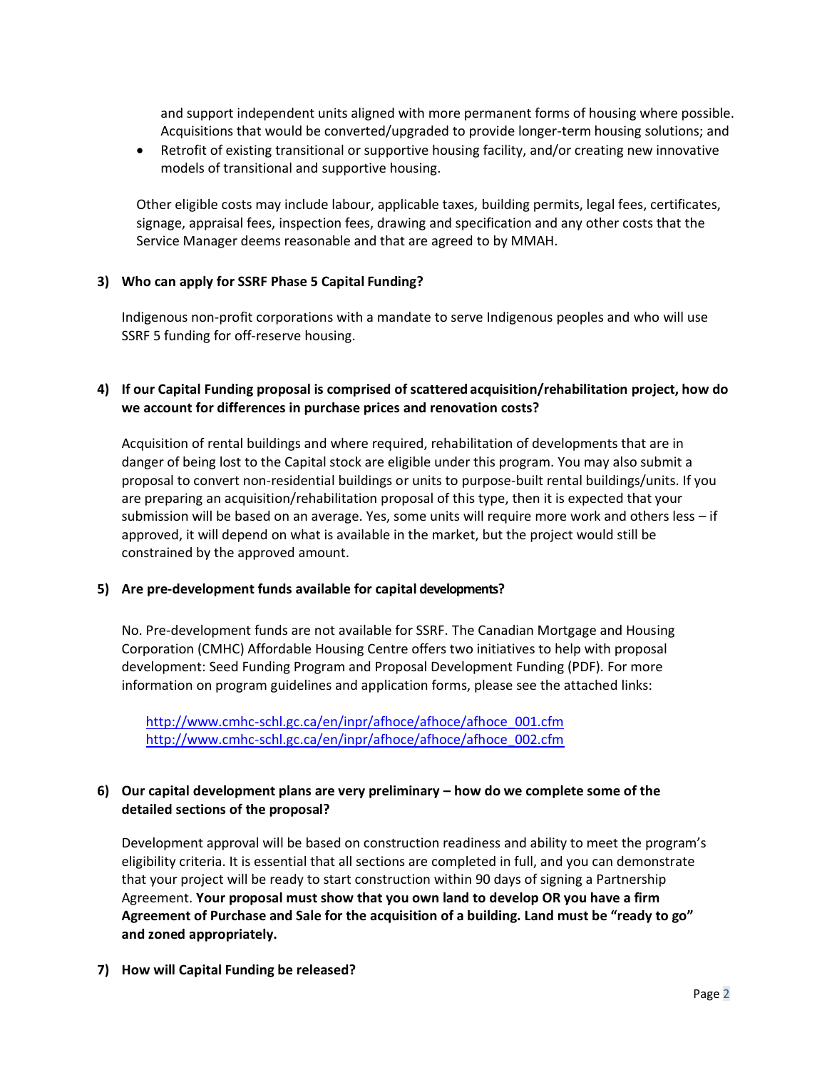and support independent units aligned with more permanent forms of housing where possible. Acquisitions that would be converted/upgraded to provide longer-term housing solutions; and

- Retrofit of existing transitional or supportive housing facility, and/or creating new innovative models of transitional and supportive housing.

Other eligible costs may include labour, applicable taxes, building permits, legal fees, certificates, signage, appraisal fees, inspection fees, drawing and specification and any other costs that the Service Manager deems reasonable and that are agreed to by MMAH.

**3) Who can apply for SSRF Phase 5 Capital Funding?**

Indigenous non-profit corporations with a mandate to serve Indigenous peoples and who will use SSRF 5 funding for off-reserve housing.

**4) If our Capital Funding proposal is comprised of scattered acquisition/rehabilitation project, how do we account for differences in purchase prices and renovation costs?**

Acquisition of rental buildings and where required, rehabilitation of developments that are in danger of being lost to the Capital stock are eligible under this program. You may also submit a proposal to convert non-residential buildings or units to purpose-built rental buildings/units. If you are preparing an acquisition/rehabilitation proposal of this type, then it is expected that your submission will be based on an average. Yes, some units will require more work and others less – if approved, it will depend on what is available in the market, but the project would still be constrained by the approved amount.

**5) Are pre-development funds available for capital developments?**

No. Pre-development funds are not available for SSRF. The Canadian Mortgage and Housing Corporation (CMHC) Affordable Housing Centre offers two initiatives to help with proposal development: Seed Funding Program and Proposal Development Funding (PDF). For more information on program guidelines and application forms, please see the attached links:

http://www.cmhc-schl.gc.ca/en/inpr/afhoce/afhoce/afhoce_001.cfm
http://www.cmhc-schl.gc.ca/en/inpr/afhoce/afhoce/afhoce_002.cfm

**6) Our capital development plans are very preliminary – how do we complete some of the detailed sections of the proposal?**

Development approval will be based on construction readiness and ability to meet the program's eligibility criteria. It is essential that all sections are completed in full, and you can demonstrate that your project will be ready to start construction within 90 days of signing a Partnership Agreement. **Your proposal must show that you own land to develop OR you have a firm Agreement of Purchase and Sale for the acquisition of a building. Land must be "ready to go" and zoned appropriately.**

**7) How will Capital Funding be released?**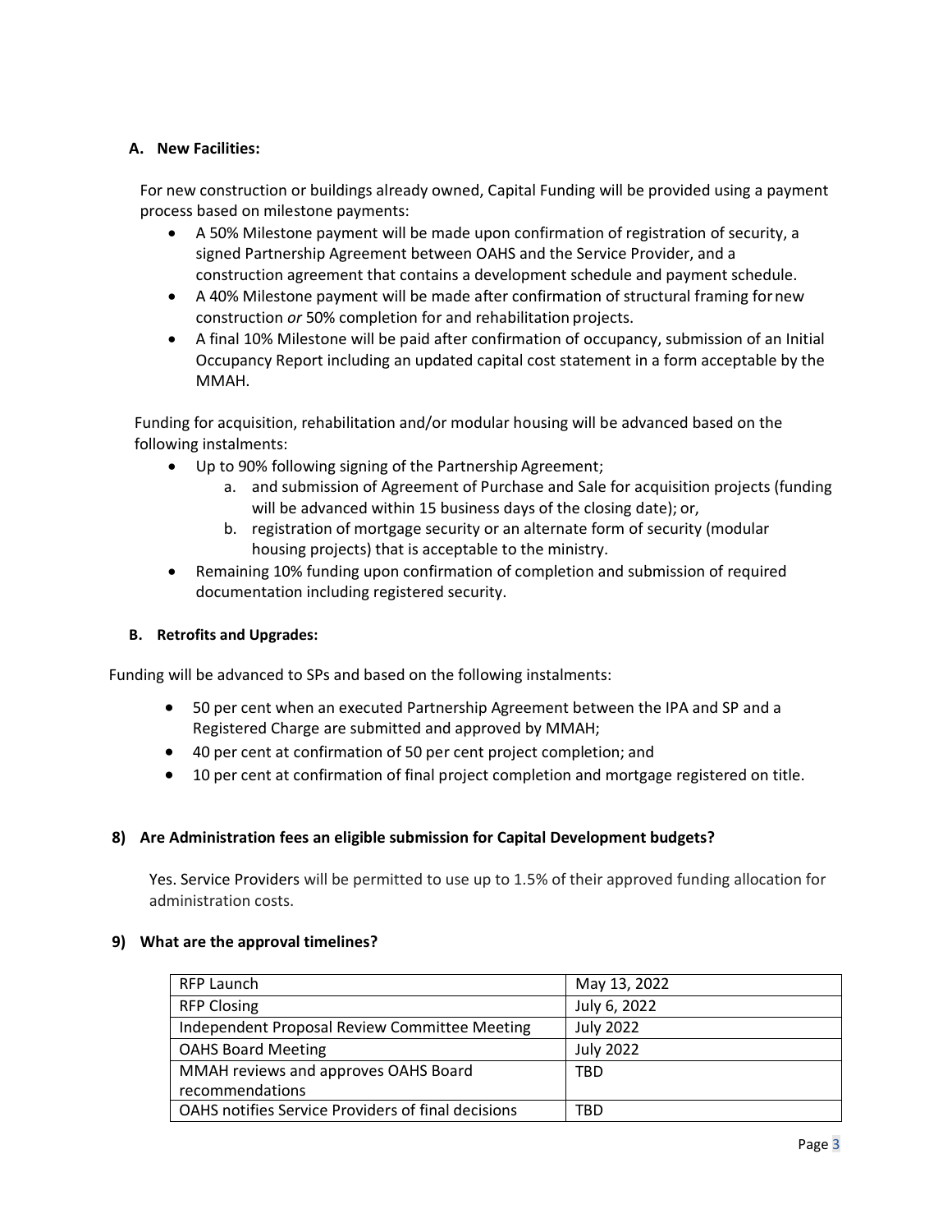### A. New Facilities:

For new construction or buildings already owned, Capital Funding will be provided using a payment process based on milestone payments:

- A 50% Milestone payment will be made upon confirmation of registration of security, a signed Partnership Agreement between OAHS and the Service Provider, and a construction agreement that contains a development schedule and payment schedule.
- A 40% Milestone payment will be made after confirmation of structural framing for new construction *or* 50% completion for and rehabilitation projects.
- A final 10% Milestone will be paid after confirmation of occupancy, submission of an Initial Occupancy Report including an updated capital cost statement in a form acceptable by the MMAH.

Funding for acquisition, rehabilitation and/or modular housing will be advanced based on the following instalments:

- Up to 90% following signing of the Partnership Agreement;
  a. and submission of Agreement of Purchase and Sale for acquisition projects (funding will be advanced within 15 business days of the closing date); or,
  b. registration of mortgage security or an alternate form of security (modular housing projects) that is acceptable to the ministry.
- Remaining 10% funding upon confirmation of completion and submission of required documentation including registered security.

### B. Retrofits and Upgrades:

Funding will be advanced to SPs and based on the following instalments:

- 50 per cent when an executed Partnership Agreement between the IPA and SP and a Registered Charge are submitted and approved by MMAH;
- 40 per cent at confirmation of 50 per cent project completion; and
- 10 per cent at confirmation of final project completion and mortgage registered on title.

## 8) Are Administration fees an eligible submission for Capital Development budgets?

Yes. Service Providers will be permitted to use up to 1.5% of their approved funding allocation for administration costs.

## 9) What are the approval timelines?

| | |
|---|---|
| RFP Launch | May 13, 2022 |
| RFP Closing | July 6, 2022 |
| Independent Proposal Review Committee Meeting | July 2022 |
| OAHS Board Meeting | July 2022 |
| MMAH reviews and approves OAHS Board recommendations | TBD |
| OAHS notifies Service Providers of final decisions | TBD |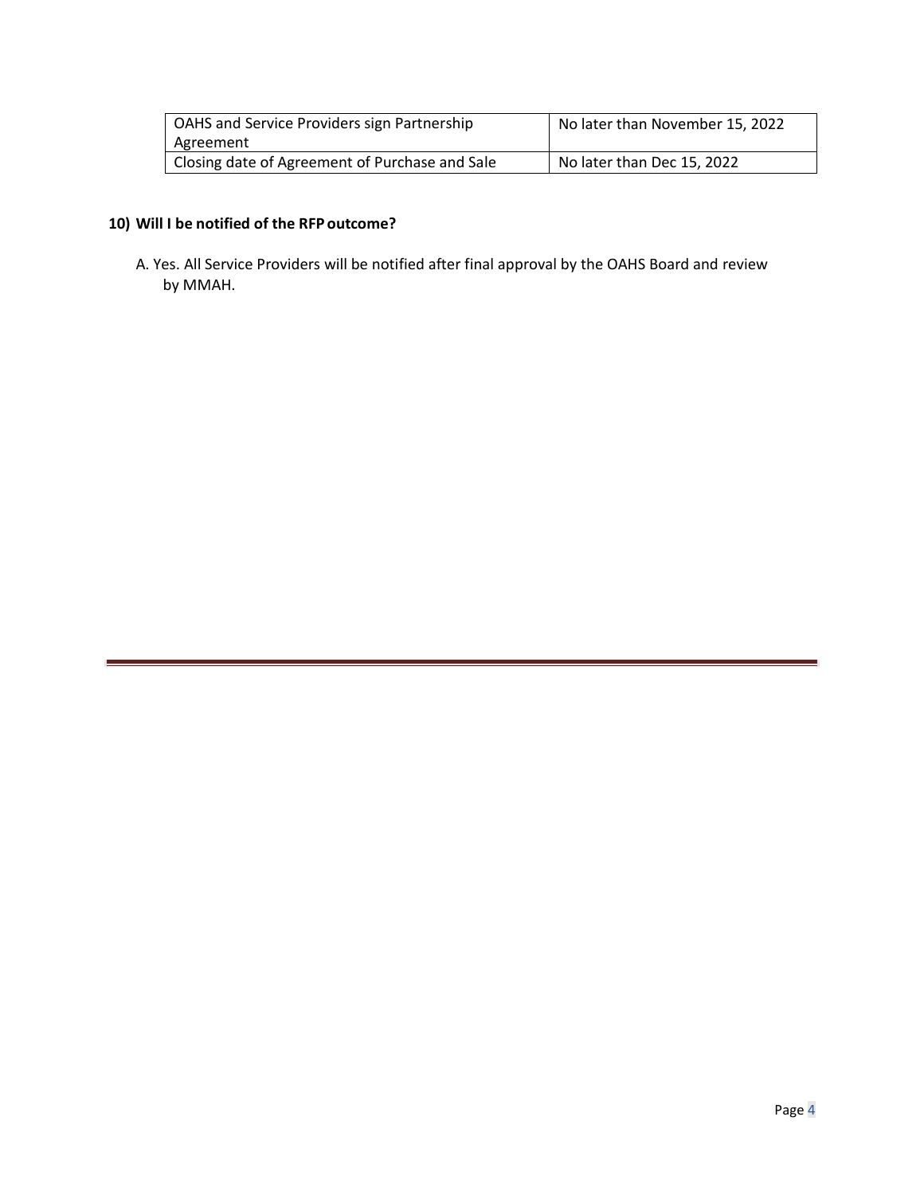| | |
|---|---|
| OAHS and Service Providers sign Partnership Agreement | No later than November 15, 2022 |
| Closing date of Agreement of Purchase and Sale | No later than Dec 15, 2022 |

### 10) Will I be notified of the RFP outcome?

A. Yes. All Service Providers will be notified after final approval by the OAHS Board and review by MMAH.